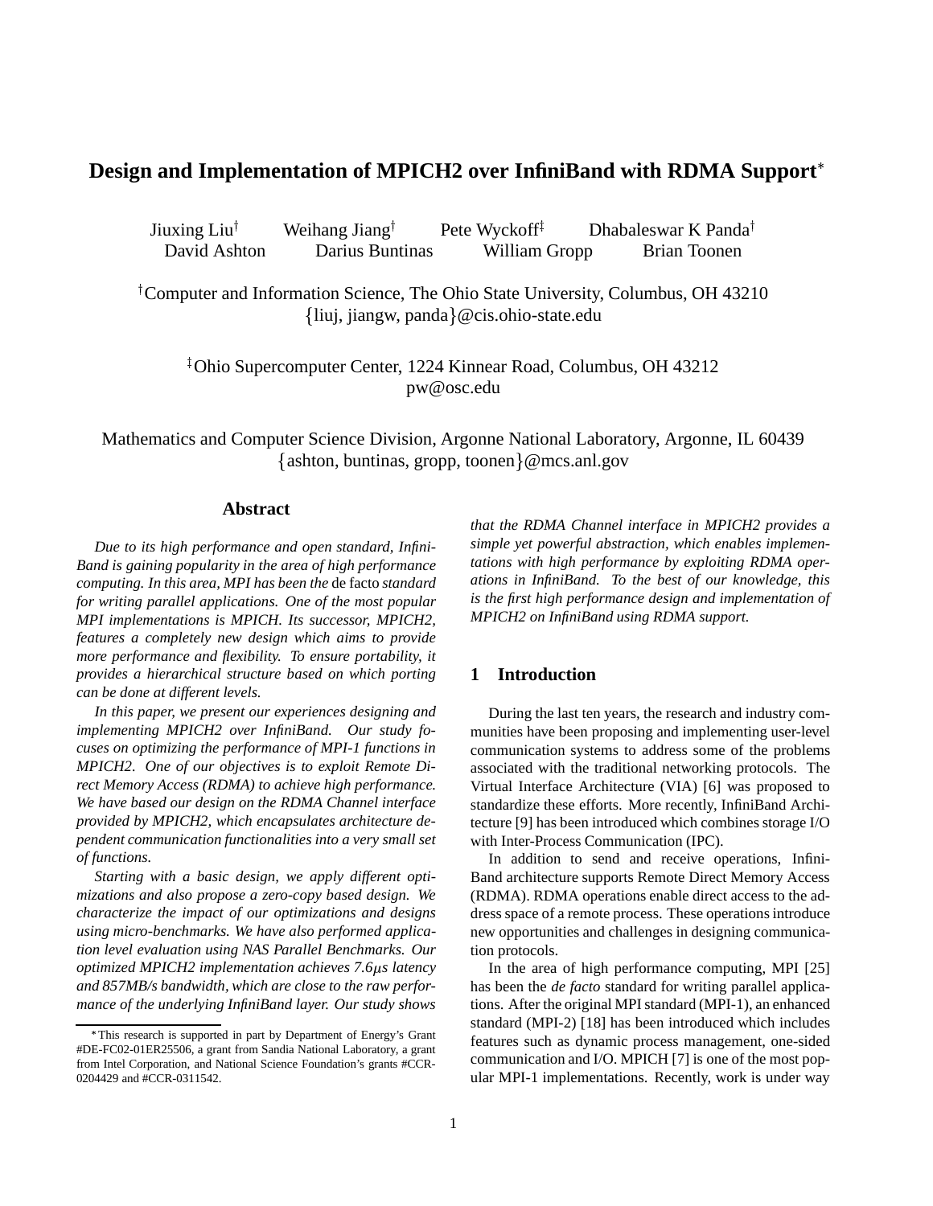# Design and Implementation of MPICH2 over InfiniBand with RDMA Support*

Jiuxing Liu[†] Weihang Jiang[†] Pete Wyckoff[‡] Dhabaleswar K Panda[†]
David Ashton Darius Buntinas William Gropp Brian Toonen

[†]Computer and Information Science, The Ohio State University, Columbus, OH 43210
{liuj, jiangw, panda}@cis.ohio-state.edu

[‡]Ohio Supercomputer Center, 1224 Kinnear Road, Columbus, OH 43212
pw@osc.edu

Mathematics and Computer Science Division, Argonne National Laboratory, Argonne, IL 60439
{ashton, buntinas, gropp, toonen}@mcs.anl.gov

## Abstract

*Due to its high performance and open standard, InfiniBand is gaining popularity in the area of high performance computing. In this area, MPI has been the* de facto *standard for writing parallel applications. One of the most popular MPI implementations is MPICH. Its successor, MPICH2, features a completely new design which aims to provide more performance and flexibility. To ensure portability, it provides a hierarchical structure based on which porting can be done at different levels.*

*In this paper, we present our experiences designing and implementing MPICH2 over InfiniBand. Our study focuses on optimizing the performance of MPI-1 functions in MPICH2. One of our objectives is to exploit Remote Direct Memory Access (RDMA) to achieve high performance. We have based our design on the RDMA Channel interface provided by MPICH2, which encapsulates architecture dependent communication functionalities into a very small set of functions.*

*Starting with a basic design, we apply different optimizations and also propose a zero-copy based design. We characterize the impact of our optimizations and designs using micro-benchmarks. We have also performed application level evaluation using NAS Parallel Benchmarks. Our optimized MPICH2 implementation achieves 7.6$\mu$s latency and 857MB/s bandwidth, which are close to the raw performance of the underlying InfiniBand layer. Our study shows that the RDMA Channel interface in MPICH2 provides a simple yet powerful abstraction, which enables implementations with high performance by exploiting RDMA operations in InfiniBand. To the best of our knowledge, this is the first high performance design and implementation of MPICH2 on InfiniBand using RDMA support.*

## 1 Introduction

During the last ten years, the research and industry communities have been proposing and implementing user-level communication systems to address some of the problems associated with the traditional networking protocols. The Virtual Interface Architecture (VIA) [6] was proposed to standardize these efforts. More recently, InfiniBand Architecture [9] has been introduced which combines storage I/O with Inter-Process Communication (IPC).

In addition to send and receive operations, InfiniBand architecture supports Remote Direct Memory Access (RDMA). RDMA operations enable direct access to the address space of a remote process. These operations introduce new opportunities and challenges in designing communication protocols.

In the area of high performance computing, MPI [25] has been the *de facto* standard for writing parallel applications. After the original MPI standard (MPI-1), an enhanced standard (MPI-2) [18] has been introduced which includes features such as dynamic process management, one-sided communication and I/O. MPICH [7] is one of the most popular MPI-1 implementations. Recently, work is under way

*This research is supported in part by Department of Energy's Grant #DE-FC02-01ER25506, a grant from Sandia National Laboratory, a grant from Intel Corporation, and National Science Foundation's grants #CCR-0204429 and #CCR-0311542.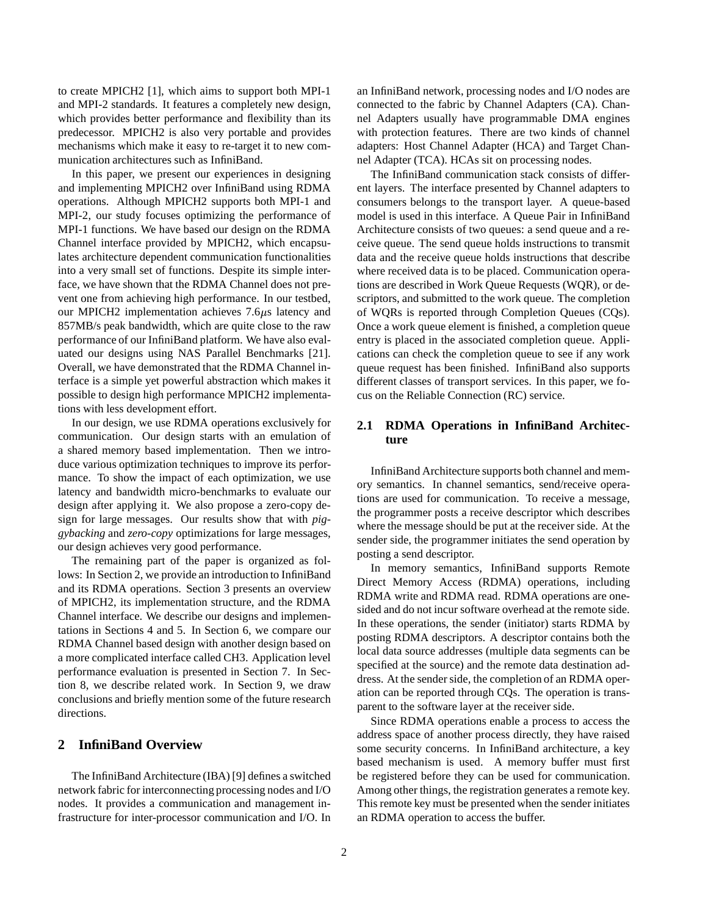to create MPICH2 [1], which aims to support both MPI-1 and MPI-2 standards. It features a completely new design, which provides better performance and flexibility than its predecessor. MPICH2 is also very portable and provides mechanisms which make it easy to re-target it to new communication architectures such as InfiniBand.

In this paper, we present our experiences in designing and implementing MPICH2 over InfiniBand using RDMA operations. Although MPICH2 supports both MPI-1 and MPI-2, our study focuses optimizing the performance of MPI-1 functions. We have based our design on the RDMA Channel interface provided by MPICH2, which encapsulates architecture dependent communication functionalities into a very small set of functions. Despite its simple interface, we have shown that the RDMA Channel does not prevent one from achieving high performance. In our testbed, our MPICH2 implementation achieves 7.6$\mu$s latency and 857MB/s peak bandwidth, which are quite close to the raw performance of our InfiniBand platform. We have also evaluated our designs using NAS Parallel Benchmarks [21]. Overall, we have demonstrated that the RDMA Channel interface is a simple yet powerful abstraction which makes it possible to design high performance MPICH2 implementations with less development effort.

In our design, we use RDMA operations exclusively for communication. Our design starts with an emulation of a shared memory based implementation. Then we introduce various optimization techniques to improve its performance. To show the impact of each optimization, we use latency and bandwidth micro-benchmarks to evaluate our design after applying it. We also propose a zero-copy design for large messages. Our results show that with *piggybacking* and *zero-copy* optimizations for large messages, our design achieves very good performance.

The remaining part of the paper is organized as follows: In Section 2, we provide an introduction to InfiniBand and its RDMA operations. Section 3 presents an overview of MPICH2, its implementation structure, and the RDMA Channel interface. We describe our designs and implementations in Sections 4 and 5. In Section 6, we compare our RDMA Channel based design with another design based on a more complicated interface called CH3. Application level performance evaluation is presented in Section 7. In Section 8, we describe related work. In Section 9, we draw conclusions and briefly mention some of the future research directions.

## 2 InfiniBand Overview

The InfiniBand Architecture (IBA) [9] defines a switched network fabric for interconnecting processing nodes and I/O nodes. It provides a communication and management infrastructure for inter-processor communication and I/O. In an InfiniBand network, processing nodes and I/O nodes are connected to the fabric by Channel Adapters (CA). Channel Adapters usually have programmable DMA engines with protection features. There are two kinds of channel adapters: Host Channel Adapter (HCA) and Target Channel Adapter (TCA). HCAs sit on processing nodes.

The InfiniBand communication stack consists of different layers. The interface presented by Channel adapters to consumers belongs to the transport layer. A queue-based model is used in this interface. A Queue Pair in InfiniBand Architecture consists of two queues: a send queue and a receive queue. The send queue holds instructions to transmit data and the receive queue holds instructions that describe where received data is to be placed. Communication operations are described in Work Queue Requests (WQR), or descriptors, and submitted to the work queue. The completion of WQRs is reported through Completion Queues (CQs). Once a work queue element is finished, a completion queue entry is placed in the associated completion queue. Applications can check the completion queue to see if any work queue request has been finished. InfiniBand also supports different classes of transport services. In this paper, we focus on the Reliable Connection (RC) service.

### 2.1 RDMA Operations in InfiniBand Architecture

InfiniBand Architecture supports both channel and memory semantics. In channel semantics, send/receive operations are used for communication. To receive a message, the programmer posts a receive descriptor which describes where the message should be put at the receiver side. At the sender side, the programmer initiates the send operation by posting a send descriptor.

In memory semantics, InfiniBand supports Remote Direct Memory Access (RDMA) operations, including RDMA write and RDMA read. RDMA operations are one-sided and do not incur software overhead at the remote side. In these operations, the sender (initiator) starts RDMA by posting RDMA descriptors. A descriptor contains both the local data source addresses (multiple data segments can be specified at the source) and the remote data destination address. At the sender side, the completion of an RDMA operation can be reported through CQs. The operation is transparent to the software layer at the receiver side.

Since RDMA operations enable a process to access the address space of another process directly, they have raised some security concerns. In InfiniBand architecture, a key based mechanism is used. A memory buffer must first be registered before they can be used for communication. Among other things, the registration generates a remote key. This remote key must be presented when the sender initiates an RDMA operation to access the buffer.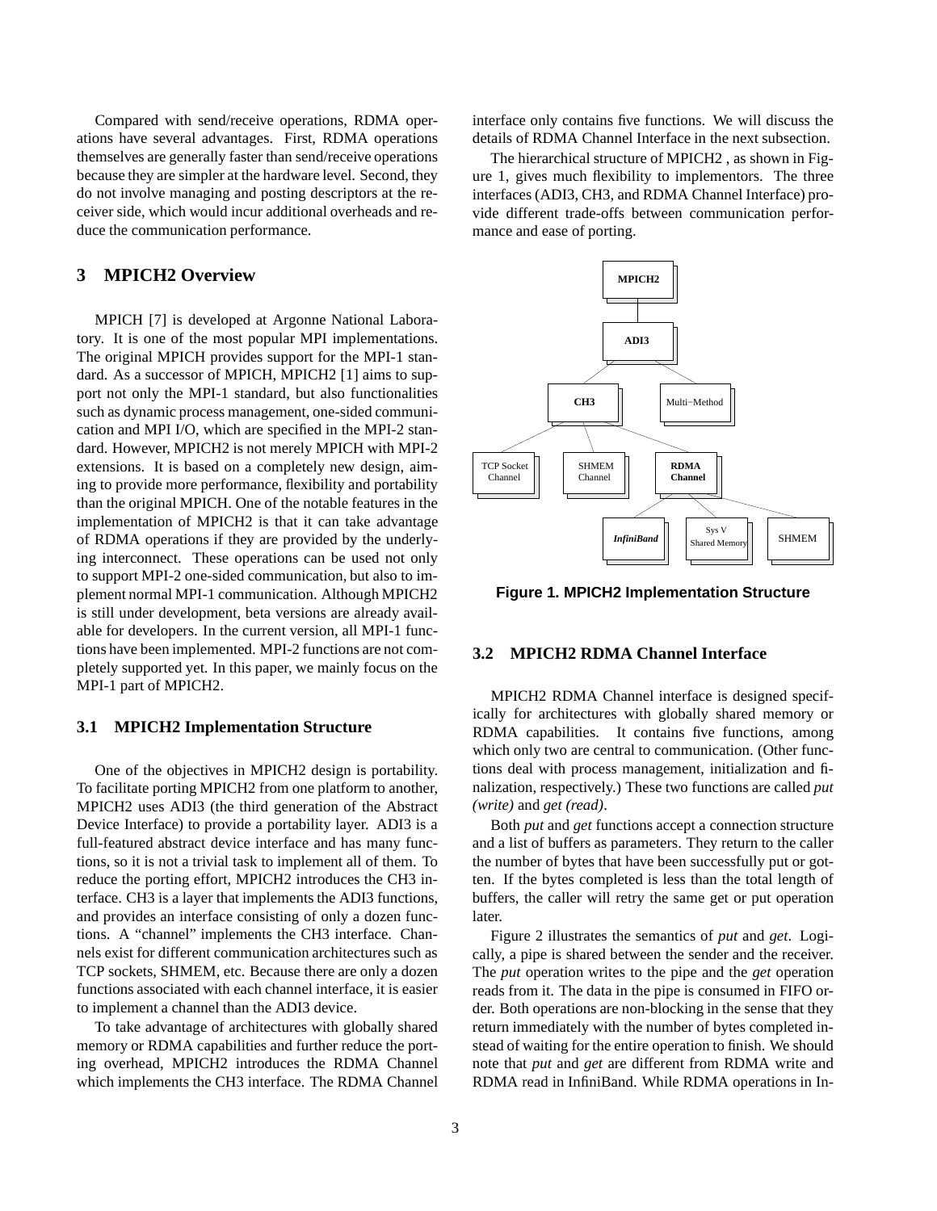Compared with send/receive operations, RDMA operations have several advantages. First, RDMA operations themselves are generally faster than send/receive operations because they are simpler at the hardware level. Second, they do not involve managing and posting descriptors at the receiver side, which would incur additional overheads and reduce the communication performance.

# 3 MPICH2 Overview

MPICH [7] is developed at Argonne National Laboratory. It is one of the most popular MPI implementations. The original MPICH provides support for the MPI-1 standard. As a successor of MPICH, MPICH2 [1] aims to support not only the MPI-1 standard, but also functionalities such as dynamic process management, one-sided communication and MPI I/O, which are specified in the MPI-2 standard. However, MPICH2 is not merely MPICH with MPI-2 extensions. It is based on a completely new design, aiming to provide more performance, flexibility and portability than the original MPICH. One of the notable features in the implementation of MPICH2 is that it can take advantage of RDMA operations if they are provided by the underlying interconnect. These operations can be used not only to support MPI-2 one-sided communication, but also to implement normal MPI-1 communication. Although MPICH2 is still under development, beta versions are already available for developers. In the current version, all MPI-1 functions have been implemented. MPI-2 functions are not completely supported yet. In this paper, we mainly focus on the MPI-1 part of MPICH2.

## 3.1 MPICH2 Implementation Structure

One of the objectives in MPICH2 design is portability. To facilitate porting MPICH2 from one platform to another, MPICH2 uses ADI3 (the third generation of the Abstract Device Interface) to provide a portability layer. ADI3 is a full-featured abstract device interface and has many functions, so it is not a trivial task to implement all of them. To reduce the porting effort, MPICH2 introduces the CH3 interface. CH3 is a layer that implements the ADI3 functions, and provides an interface consisting of only a dozen functions. A "channel" implements the CH3 interface. Channels exist for different communication architectures such as TCP sockets, SHMEM, etc. Because there are only a dozen functions associated with each channel interface, it is easier to implement a channel than the ADI3 device.

To take advantage of architectures with globally shared memory or RDMA capabilities and further reduce the porting overhead, MPICH2 introduces the RDMA Channel which implements the CH3 interface. The RDMA Channel interface only contains five functions. We will discuss the details of RDMA Channel Interface in the next subsection.

The hierarchical structure of MPICH2 , as shown in Figure 1, gives much flexibility to implementors. The three interfaces (ADI3, CH3, and RDMA Channel Interface) provide different trade-offs between communication performance and ease of porting.

MPICH2 / ADI3 / CH3 / Multi−Method / TCP Socket Channel / SHMEM Channel / RDMA Channel / InfiniBand / Sys V Shared Memory / SHMEM

**Figure 1. MPICH2 Implementation Structure**

## 3.2 MPICH2 RDMA Channel Interface

MPICH2 RDMA Channel interface is designed specifically for architectures with globally shared memory or RDMA capabilities. It contains five functions, among which only two are central to communication. (Other functions deal with process management, initialization and finalization, respectively.) These two functions are called *put (write)* and *get (read)*.

Both *put* and *get* functions accept a connection structure and a list of buffers as parameters. They return to the caller the number of bytes that have been successfully put or gotten. If the bytes completed is less than the total length of buffers, the caller will retry the same get or put operation later.

Figure 2 illustrates the semantics of *put* and *get*. Logically, a pipe is shared between the sender and the receiver. The *put* operation writes to the pipe and the *get* operation reads from it. The data in the pipe is consumed in FIFO order. Both operations are non-blocking in the sense that they return immediately with the number of bytes completed instead of waiting for the entire operation to finish. We should note that *put* and *get* are different from RDMA write and RDMA read in InfiniBand. While RDMA operations in In-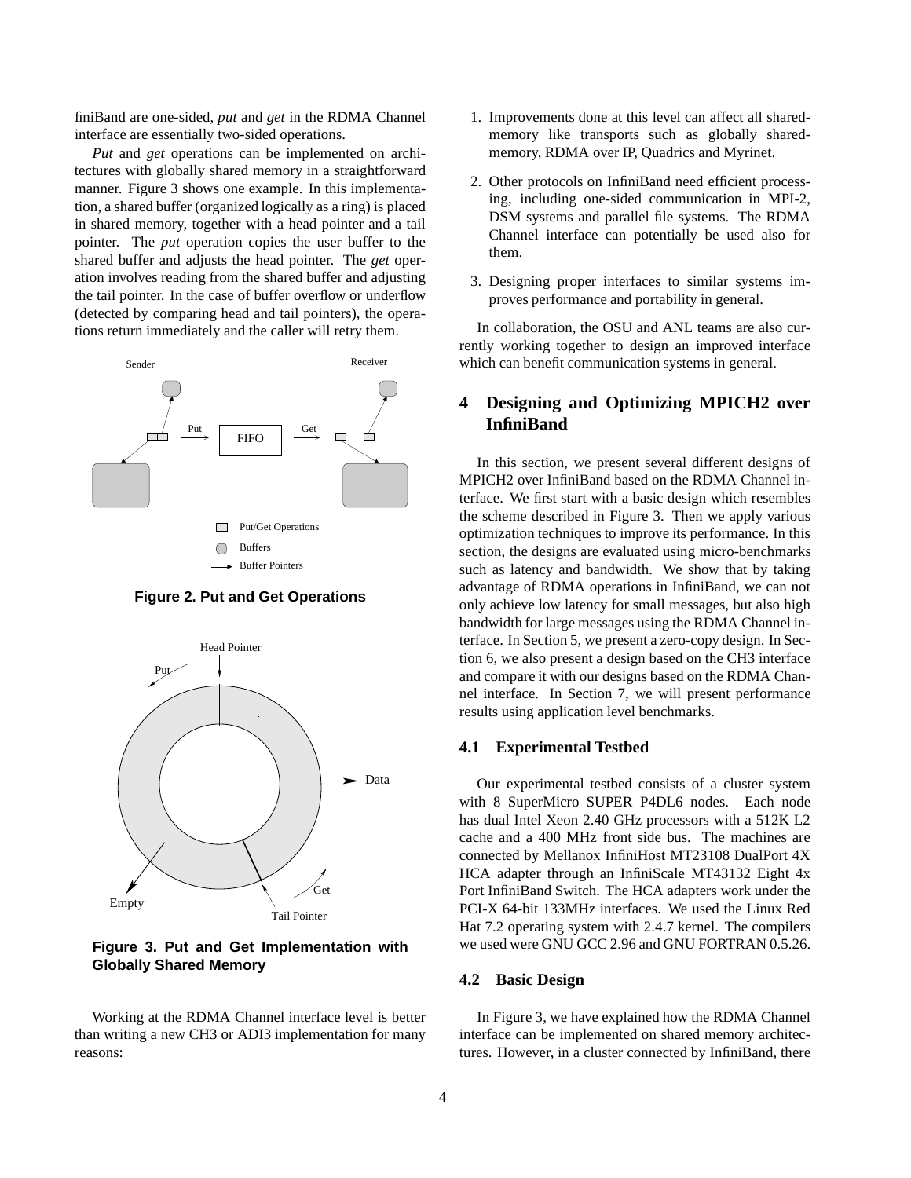finiBand are one-sided, *put* and *get* in the RDMA Channel interface are essentially two-sided operations.

*Put* and *get* operations can be implemented on architectures with globally shared memory in a straightforward manner. Figure 3 shows one example. In this implementation, a shared buffer (organized logically as a ring) is placed in shared memory, together with a head pointer and a tail pointer. The *put* operation copies the user buffer to the shared buffer and adjusts the head pointer. The *get* operation involves reading from the shared buffer and adjusting the tail pointer. In the case of buffer overflow or underflow (detected by comparing head and tail pointers), the operations return immediately and the caller will retry them.

**Figure 2. Put and Get Operations**

**Figure 3. Put and Get Implementation with Globally Shared Memory**

Working at the RDMA Channel interface level is better than writing a new CH3 or ADI3 implementation for many reasons:

1. Improvements done at this level can affect all shared-memory like transports such as globally shared-memory, RDMA over IP, Quadrics and Myrinet.
2. Other protocols on InfiniBand need efficient processing, including one-sided communication in MPI-2, DSM systems and parallel file systems. The RDMA Channel interface can potentially be used also for them.
3. Designing proper interfaces to similar systems improves performance and portability in general.

In collaboration, the OSU and ANL teams are also currently working together to design an improved interface which can benefit communication systems in general.

# 4 Designing and Optimizing MPICH2 over InfiniBand

In this section, we present several different designs of MPICH2 over InfiniBand based on the RDMA Channel interface. We first start with a basic design which resembles the scheme described in Figure 3. Then we apply various optimization techniques to improve its performance. In this section, the designs are evaluated using micro-benchmarks such as latency and bandwidth. We show that by taking advantage of RDMA operations in InfiniBand, we can not only achieve low latency for small messages, but also high bandwidth for large messages using the RDMA Channel interface. In Section 5, we present a zero-copy design. In Section 6, we also present a design based on the CH3 interface and compare it with our designs based on the RDMA Channel interface. In Section 7, we will present performance results using application level benchmarks.

## 4.1 Experimental Testbed

Our experimental testbed consists of a cluster system with 8 SuperMicro SUPER P4DL6 nodes. Each node has dual Intel Xeon 2.40 GHz processors with a 512K L2 cache and a 400 MHz front side bus. The machines are connected by Mellanox InfiniHost MT23108 DualPort 4X HCA adapter through an InfiniScale MT43132 Eight 4x Port InfiniBand Switch. The HCA adapters work under the PCI-X 64-bit 133MHz interfaces. We used the Linux Red Hat 7.2 operating system with 2.4.7 kernel. The compilers we used were GNU GCC 2.96 and GNU FORTRAN 0.5.26.

## 4.2 Basic Design

In Figure 3, we have explained how the RDMA Channel interface can be implemented on shared memory architectures. However, in a cluster connected by InfiniBand, there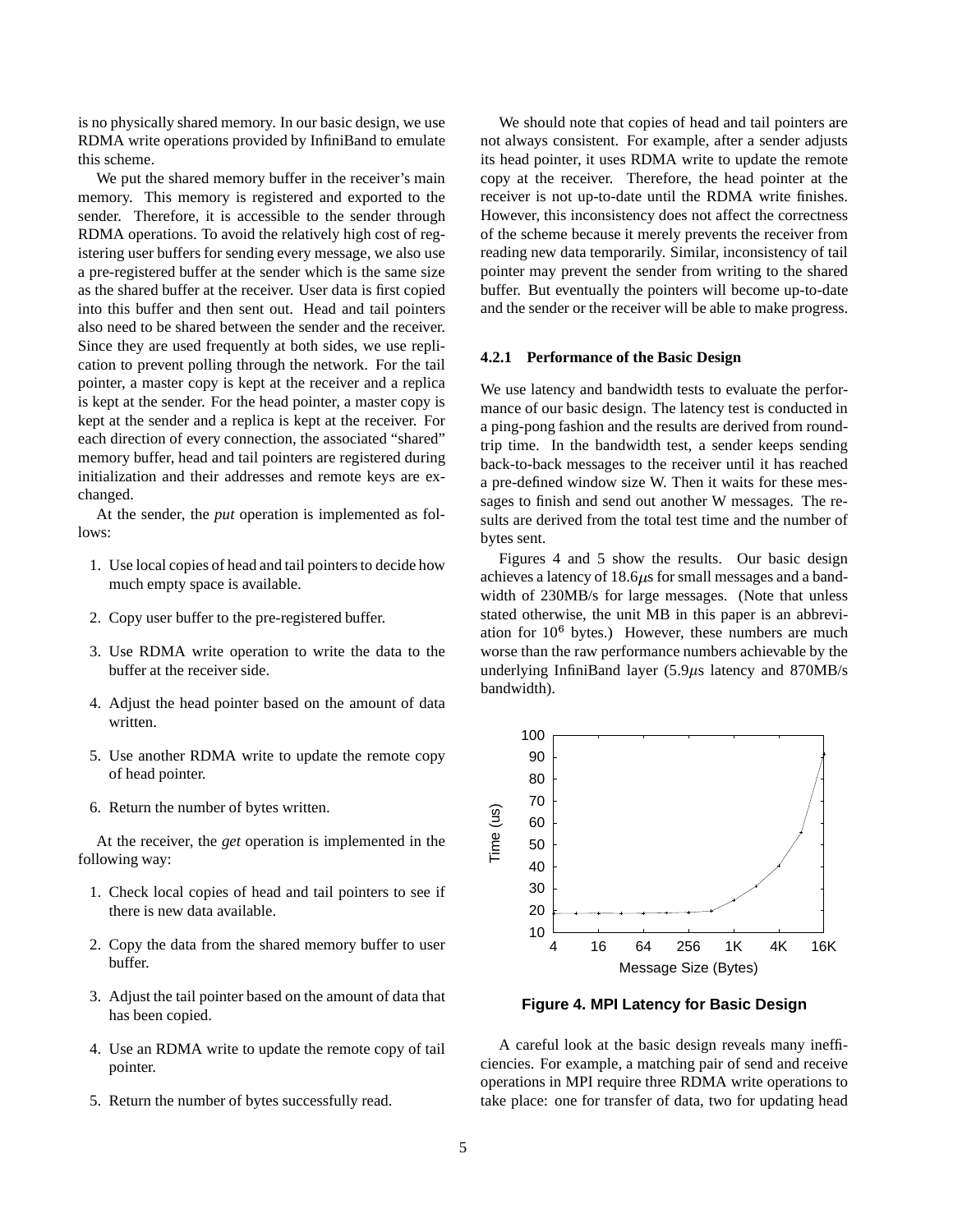is no physically shared memory. In our basic design, we use RDMA write operations provided by InfiniBand to emulate this scheme.

We put the shared memory buffer in the receiver's main memory. This memory is registered and exported to the sender. Therefore, it is accessible to the sender through RDMA operations. To avoid the relatively high cost of registering user buffers for sending every message, we also use a pre-registered buffer at the sender which is the same size as the shared buffer at the receiver. User data is first copied into this buffer and then sent out. Head and tail pointers also need to be shared between the sender and the receiver. Since they are used frequently at both sides, we use replication to prevent polling through the network. For the tail pointer, a master copy is kept at the receiver and a replica is kept at the sender. For the head pointer, a master copy is kept at the sender and a replica is kept at the receiver. For each direction of every connection, the associated "shared" memory buffer, head and tail pointers are registered during initialization and their addresses and remote keys are exchanged.

At the sender, the *put* operation is implemented as follows:

1. Use local copies of head and tail pointers to decide how much empty space is available.
2. Copy user buffer to the pre-registered buffer.
3. Use RDMA write operation to write the data to the buffer at the receiver side.
4. Adjust the head pointer based on the amount of data written.
5. Use another RDMA write to update the remote copy of head pointer.
6. Return the number of bytes written.

At the receiver, the *get* operation is implemented in the following way:

1. Check local copies of head and tail pointers to see if there is new data available.
2. Copy the data from the shared memory buffer to user buffer.
3. Adjust the tail pointer based on the amount of data that has been copied.
4. Use an RDMA write to update the remote copy of tail pointer.
5. Return the number of bytes successfully read.

We should note that copies of head and tail pointers are not always consistent. For example, after a sender adjusts its head pointer, it uses RDMA write to update the remote copy at the receiver. Therefore, the head pointer at the receiver is not up-to-date until the RDMA write finishes. However, this inconsistency does not affect the correctness of the scheme because it merely prevents the receiver from reading new data temporarily. Similar, inconsistency of tail pointer may prevent the sender from writing to the shared buffer. But eventually the pointers will become up-to-date and the sender or the receiver will be able to make progress.

#### 4.2.1 Performance of the Basic Design

We use latency and bandwidth tests to evaluate the performance of our basic design. The latency test is conducted in a ping-pong fashion and the results are derived from round-trip time. In the bandwidth test, a sender keeps sending back-to-back messages to the receiver until it has reached a pre-defined window size W. Then it waits for these messages to finish and send out another W messages. The results are derived from the total test time and the number of bytes sent.

Figures 4 and 5 show the results. Our basic design achieves a latency of 18.6$\mu$s for small messages and a bandwidth of 230MB/s for large messages. (Note that unless stated otherwise, the unit MB in this paper is an abbreviation for $10^6$ bytes.) However, these numbers are much worse than the raw performance numbers achievable by the underlying InfiniBand layer (5.9$\mu$s latency and 870MB/s bandwidth).

**Figure 4. MPI Latency for Basic Design**

A careful look at the basic design reveals many inefficiencies. For example, a matching pair of send and receive operations in MPI require three RDMA write operations to take place: one for transfer of data, two for updating head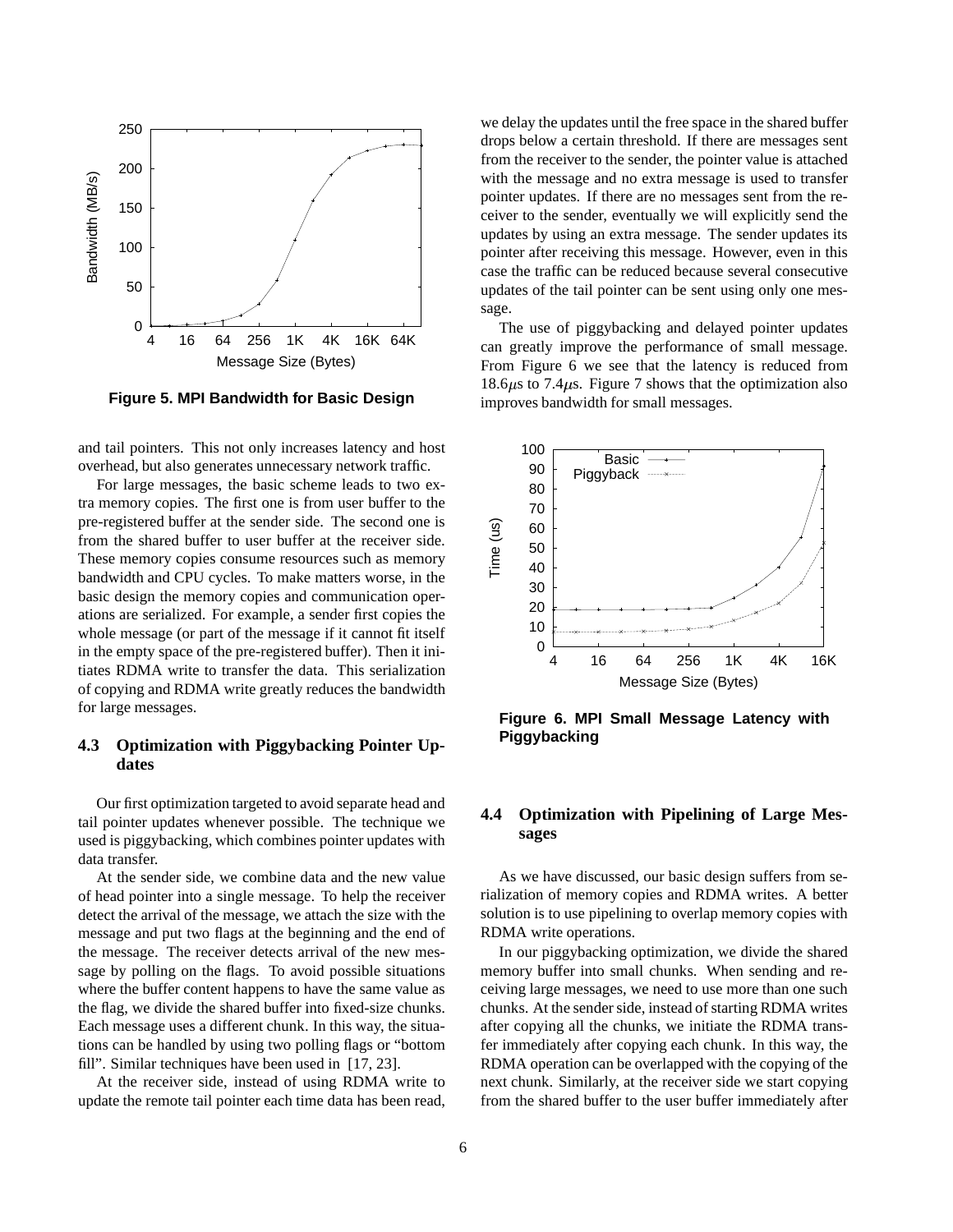**Figure 5. MPI Bandwidth for Basic Design**

and tail pointers. This not only increases latency and host overhead, but also generates unnecessary network traffic.

For large messages, the basic scheme leads to two extra memory copies. The first one is from user buffer to the pre-registered buffer at the sender side. The second one is from the shared buffer to user buffer at the receiver side. These memory copies consume resources such as memory bandwidth and CPU cycles. To make matters worse, in the basic design the memory copies and communication operations are serialized. For example, a sender first copies the whole message (or part of the message if it cannot fit itself in the empty space of the pre-registered buffer). Then it initiates RDMA write to transfer the data. This serialization of copying and RDMA write greatly reduces the bandwidth for large messages.

### 4.3 Optimization with Piggybacking Pointer Updates

Our first optimization targeted to avoid separate head and tail pointer updates whenever possible. The technique we used is piggybacking, which combines pointer updates with data transfer.

At the sender side, we combine data and the new value of head pointer into a single message. To help the receiver detect the arrival of the message, we attach the size with the message and put two flags at the beginning and the end of the message. The receiver detects arrival of the new message by polling on the flags. To avoid possible situations where the buffer content happens to have the same value as the flag, we divide the shared buffer into fixed-size chunks. Each message uses a different chunk. In this way, the situations can be handled by using two polling flags or "bottom fill". Similar techniques have been used in [17, 23].

At the receiver side, instead of using RDMA write to update the remote tail pointer each time data has been read, we delay the updates until the free space in the shared buffer drops below a certain threshold. If there are messages sent from the receiver to the sender, the pointer value is attached with the message and no extra message is used to transfer pointer updates. If there are no messages sent from the receiver to the sender, eventually we will explicitly send the updates by using an extra message. The sender updates its pointer after receiving this message. However, even in this case the traffic can be reduced because several consecutive updates of the tail pointer can be sent using only one message.

The use of piggybacking and delayed pointer updates can greatly improve the performance of small message. From Figure 6 we see that the latency is reduced from 18.6$\mu$s to 7.4$\mu$s. Figure 7 shows that the optimization also improves bandwidth for small messages.

**Figure 6. MPI Small Message Latency with Piggybacking**

### 4.4 Optimization with Pipelining of Large Messages

As we have discussed, our basic design suffers from serialization of memory copies and RDMA writes. A better solution is to use pipelining to overlap memory copies with RDMA write operations.

In our piggybacking optimization, we divide the shared memory buffer into small chunks. When sending and receiving large messages, we need to use more than one such chunks. At the sender side, instead of starting RDMA writes after copying all the chunks, we initiate the RDMA transfer immediately after copying each chunk. In this way, the RDMA operation can be overlapped with the copying of the next chunk. Similarly, at the receiver side we start copying from the shared buffer to the user buffer immediately after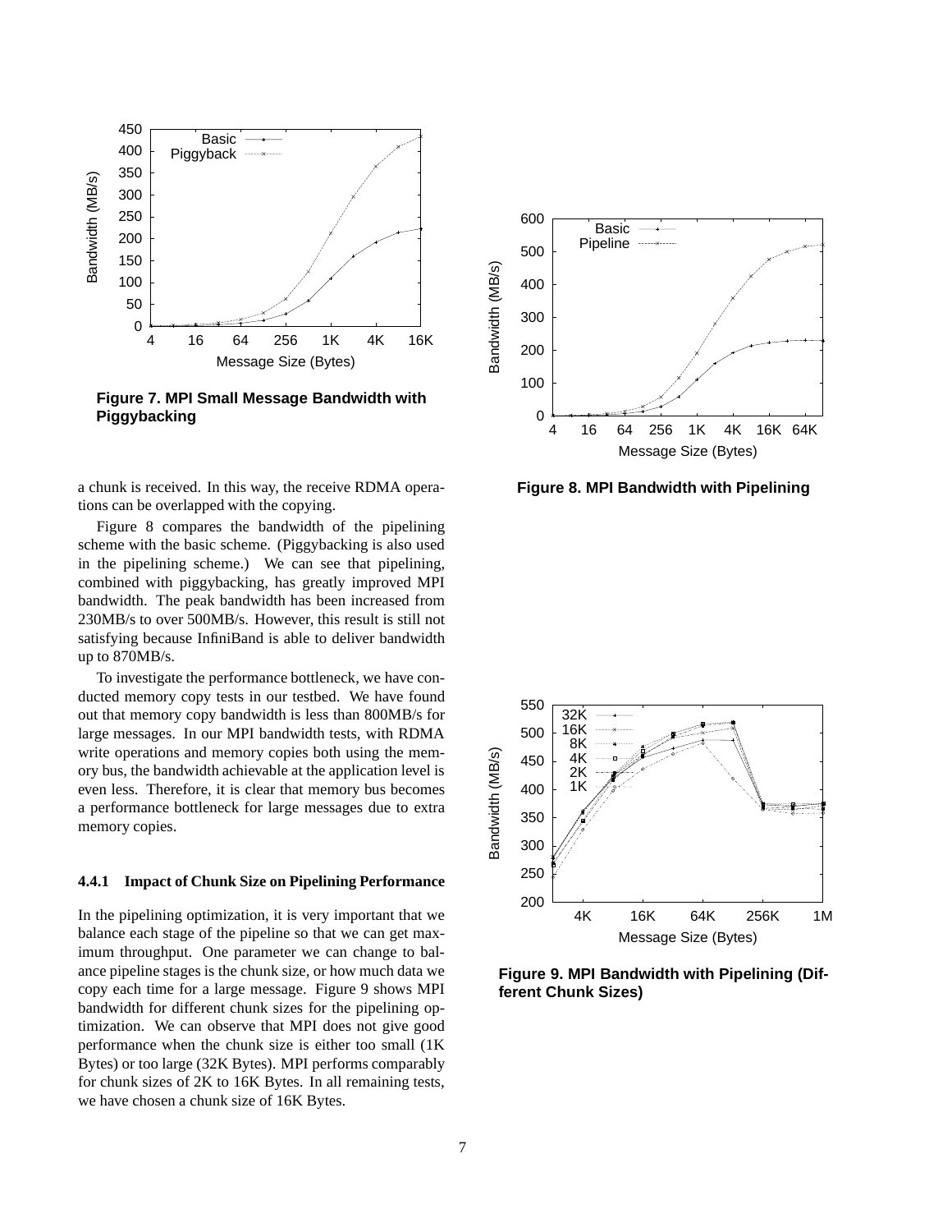**Figure 7. MPI Small Message Bandwidth with Piggybacking**

a chunk is received. In this way, the receive RDMA operations can be overlapped with the copying.

Figure 8 compares the bandwidth of the pipelining scheme with the basic scheme. (Piggybacking is also used in the pipelining scheme.) We can see that pipelining, combined with piggybacking, has greatly improved MPI bandwidth. The peak bandwidth has been increased from 230MB/s to over 500MB/s. However, this result is still not satisfying because InfiniBand is able to deliver bandwidth up to 870MB/s.

To investigate the performance bottleneck, we have conducted memory copy tests in our testbed. We have found out that memory copy bandwidth is less than 800MB/s for large messages. In our MPI bandwidth tests, with RDMA write operations and memory copies both using the memory bus, the bandwidth achievable at the application level is even less. Therefore, it is clear that memory bus becomes a performance bottleneck for large messages due to extra memory copies.

#### 4.4.1 Impact of Chunk Size on Pipelining Performance

In the pipelining optimization, it is very important that we balance each stage of the pipeline so that we can get maximum throughput. One parameter we can change to balance pipeline stages is the chunk size, or how much data we copy each time for a large message. Figure 9 shows MPI bandwidth for different chunk sizes for the pipelining optimization. We can observe that MPI does not give good performance when the chunk size is either too small (1K Bytes) or too large (32K Bytes). MPI performs comparably for chunk sizes of 2K to 16K Bytes. In all remaining tests, we have chosen a chunk size of 16K Bytes.

**Figure 8. MPI Bandwidth with Pipelining**

**Figure 9. MPI Bandwidth with Pipelining (Different Chunk Sizes)**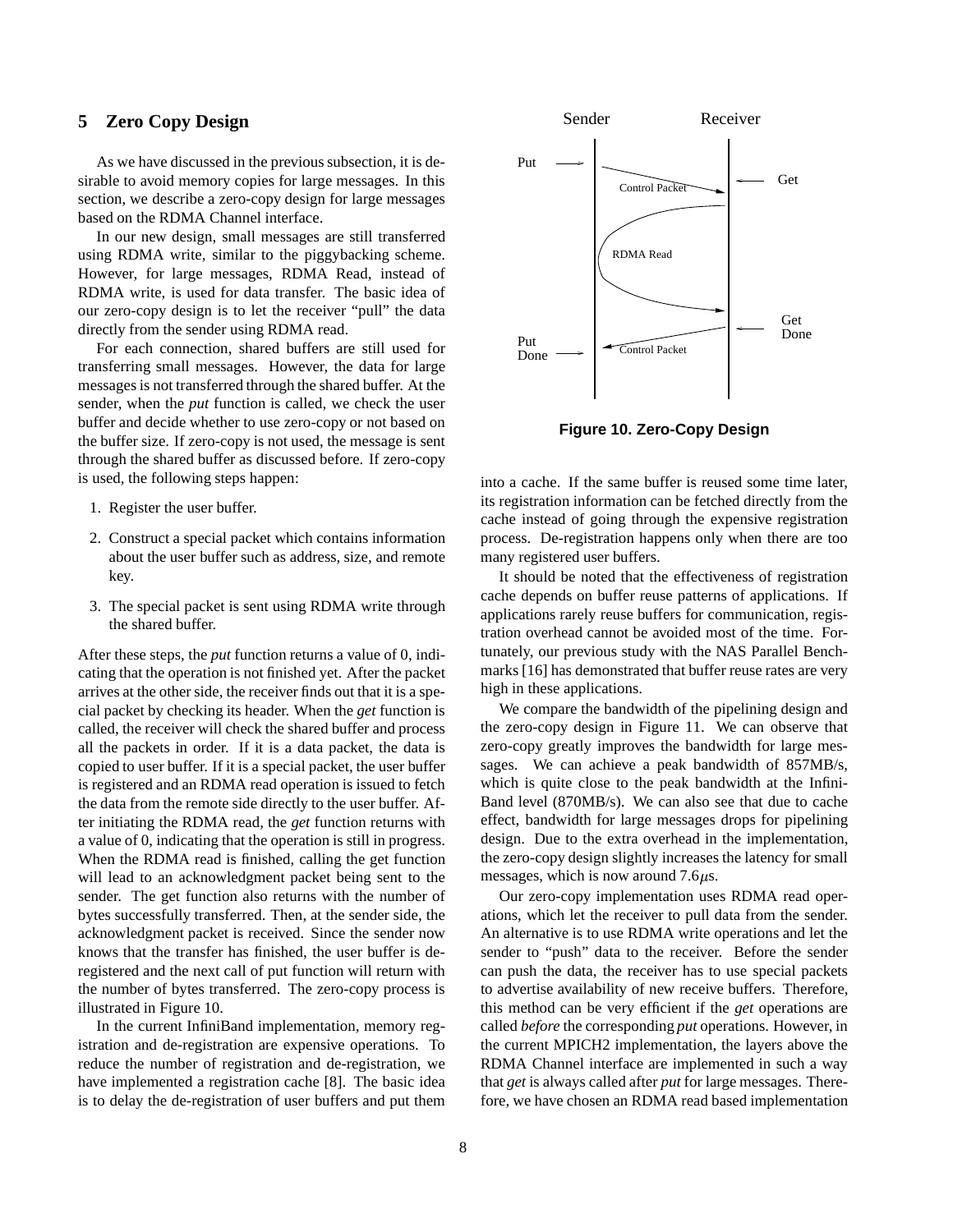## 5 Zero Copy Design

As we have discussed in the previous subsection, it is desirable to avoid memory copies for large messages. In this section, we describe a zero-copy design for large messages based on the RDMA Channel interface.

In our new design, small messages are still transferred using RDMA write, similar to the piggybacking scheme. However, for large messages, RDMA Read, instead of RDMA write, is used for data transfer. The basic idea of our zero-copy design is to let the receiver "pull" the data directly from the sender using RDMA read.

For each connection, shared buffers are still used for transferring small messages. However, the data for large messages is not transferred through the shared buffer. At the sender, when the *put* function is called, we check the user buffer and decide whether to use zero-copy or not based on the buffer size. If zero-copy is not used, the message is sent through the shared buffer as discussed before. If zero-copy is used, the following steps happen:

1. Register the user buffer.
2. Construct a special packet which contains information about the user buffer such as address, size, and remote key.
3. The special packet is sent using RDMA write through the shared buffer.

After these steps, the *put* function returns a value of 0, indicating that the operation is not finished yet. After the packet arrives at the other side, the receiver finds out that it is a special packet by checking its header. When the *get* function is called, the receiver will check the shared buffer and process all the packets in order. If it is a data packet, the data is copied to user buffer. If it is a special packet, the user buffer is registered and an RDMA read operation is issued to fetch the data from the remote side directly to the user buffer. After initiating the RDMA read, the *get* function returns with a value of 0, indicating that the operation is still in progress. When the RDMA read is finished, calling the get function will lead to an acknowledgment packet being sent to the sender. The get function also returns with the number of bytes successfully transferred. Then, at the sender side, the acknowledgment packet is received. Since the sender now knows that the transfer has finished, the user buffer is de-registered and the next call of put function will return with the number of bytes transferred. The zero-copy process is illustrated in Figure 10.

In the current InfiniBand implementation, memory registration and de-registration are expensive operations. To reduce the number of registration and de-registration, we have implemented a registration cache [8]. The basic idea is to delay the de-registration of user buffers and put them into a cache. If the same buffer is reused some time later, its registration information can be fetched directly from the cache instead of going through the expensive registration process. De-registration happens only when there are too many registered user buffers.

**Figure 10. Zero-Copy Design**

It should be noted that the effectiveness of registration cache depends on buffer reuse patterns of applications. If applications rarely reuse buffers for communication, registration overhead cannot be avoided most of the time. Fortunately, our previous study with the NAS Parallel Benchmarks [16] has demonstrated that buffer reuse rates are very high in these applications.

We compare the bandwidth of the pipelining design and the zero-copy design in Figure 11. We can observe that zero-copy greatly improves the bandwidth for large messages. We can achieve a peak bandwidth of 857MB/s, which is quite close to the peak bandwidth at the InfiniBand level (870MB/s). We can also see that due to cache effect, bandwidth for large messages drops for pipelining design. Due to the extra overhead in the implementation, the zero-copy design slightly increases the latency for small messages, which is now around 7.6$\mu$s.

Our zero-copy implementation uses RDMA read operations, which let the receiver to pull data from the sender. An alternative is to use RDMA write operations and let the sender to "push" data to the receiver. Before the sender can push the data, the receiver has to use special packets to advertise availability of new receive buffers. Therefore, this method can be very efficient if the *get* operations are called *before* the corresponding *put* operations. However, in the current MPICH2 implementation, the layers above the RDMA Channel interface are implemented in such a way that *get* is always called after *put* for large messages. Therefore, we have chosen an RDMA read based implementation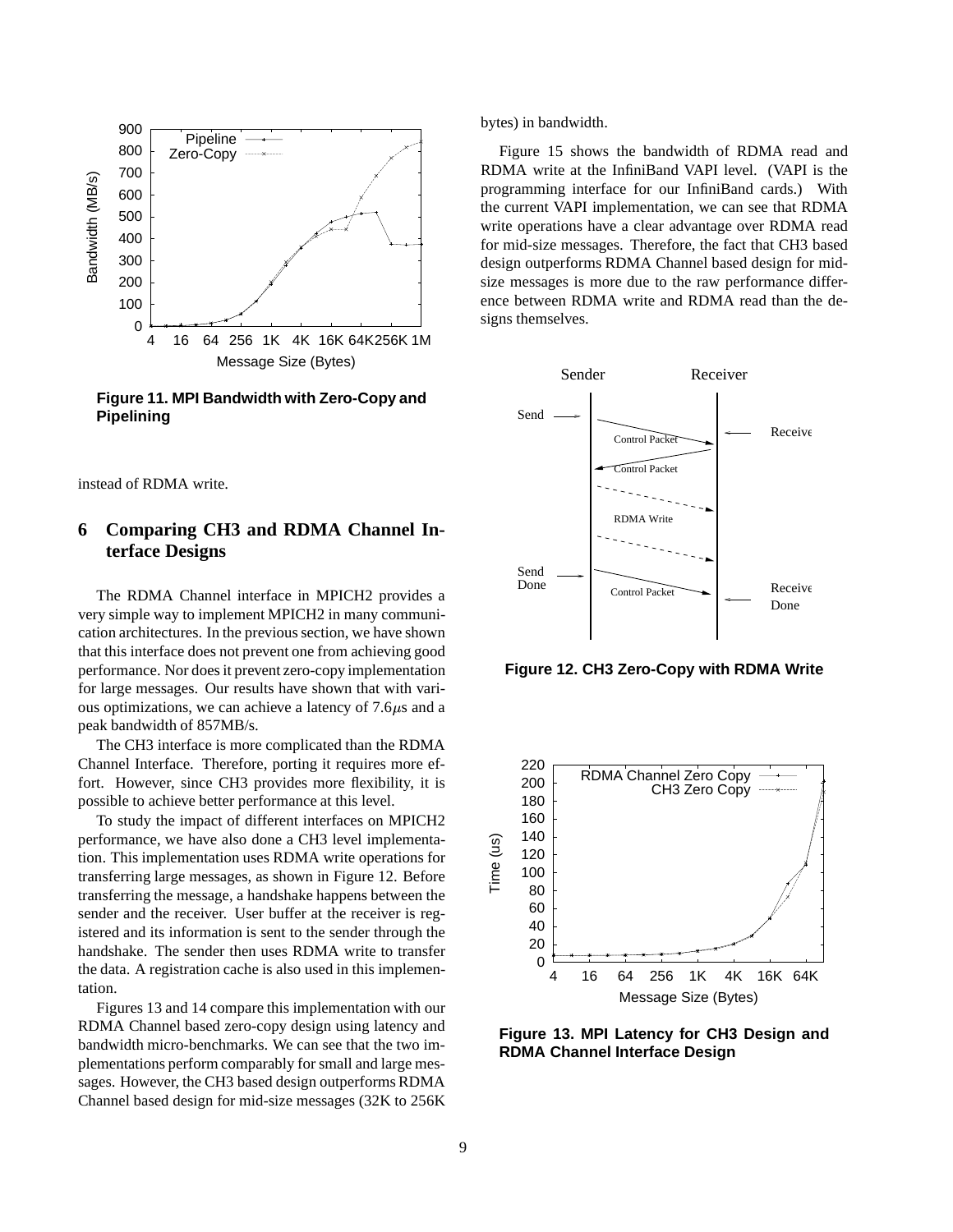Figure 11. MPI Bandwidth with Zero-Copy and Pipelining

instead of RDMA write.

## 6 Comparing CH3 and RDMA Channel Interface Designs

The RDMA Channel interface in MPICH2 provides a very simple way to implement MPICH2 in many communication architectures. In the previous section, we have shown that this interface does not prevent one from achieving good performance. Nor does it prevent zero-copy implementation for large messages. Our results have shown that with various optimizations, we can achieve a latency of 7.6$\mu$s and a peak bandwidth of 857MB/s.

The CH3 interface is more complicated than the RDMA Channel Interface. Therefore, porting it requires more effort. However, since CH3 provides more flexibility, it is possible to achieve better performance at this level.

To study the impact of different interfaces on MPICH2 performance, we have also done a CH3 level implementation. This implementation uses RDMA write operations for transferring large messages, as shown in Figure 12. Before transferring the message, a handshake happens between the sender and the receiver. User buffer at the receiver is registered and its information is sent to the sender through the handshake. The sender then uses RDMA write to transfer the data. A registration cache is also used in this implementation.

Figures 13 and 14 compare this implementation with our RDMA Channel based zero-copy design using latency and bandwidth micro-benchmarks. We can see that the two implementations perform comparably for small and large messages. However, the CH3 based design outperforms RDMA Channel based design for mid-size messages (32K to 256K bytes) in bandwidth.

Figure 15 shows the bandwidth of RDMA read and RDMA write at the InfiniBand VAPI level. (VAPI is the programming interface for our InfiniBand cards.) With the current VAPI implementation, we can see that RDMA write operations have a clear advantage over RDMA read for mid-size messages. Therefore, the fact that CH3 based design outperforms RDMA Channel based design for mid-size messages is more due to the raw performance difference between RDMA write and RDMA read than the designs themselves.

Figure 12. CH3 Zero-Copy with RDMA Write

Figure 13. MPI Latency for CH3 Design and RDMA Channel Interface Design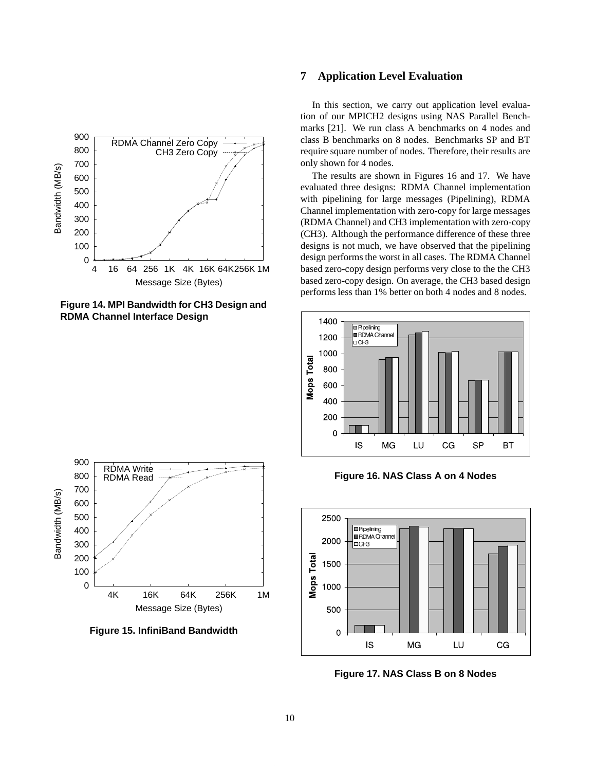## 7 Application Level Evaluation

In this section, we carry out application level evaluation of our MPICH2 designs using NAS Parallel Benchmarks [21]. We run class A benchmarks on 4 nodes and class B benchmarks on 8 nodes. Benchmarks SP and BT require square number of nodes. Therefore, their results are only shown for 4 nodes.

The results are shown in Figures 16 and 17. We have evaluated three designs: RDMA Channel implementation with pipelining for large messages (Pipelining), RDMA Channel implementation with zero-copy for large messages (RDMA Channel) and CH3 implementation with zero-copy (CH3). Although the performance difference of these three designs is not much, we have observed that the pipelining design performs the worst in all cases. The RDMA Channel based zero-copy design performs very close to the the CH3 based zero-copy design. On average, the CH3 based design performs less than 1% better on both 4 nodes and 8 nodes.

**Figure 14. MPI Bandwidth for CH3 Design and RDMA Channel Interface Design**

**Figure 15. InfiniBand Bandwidth**

**Figure 16. NAS Class A on 4 Nodes**

**Figure 17. NAS Class B on 8 Nodes**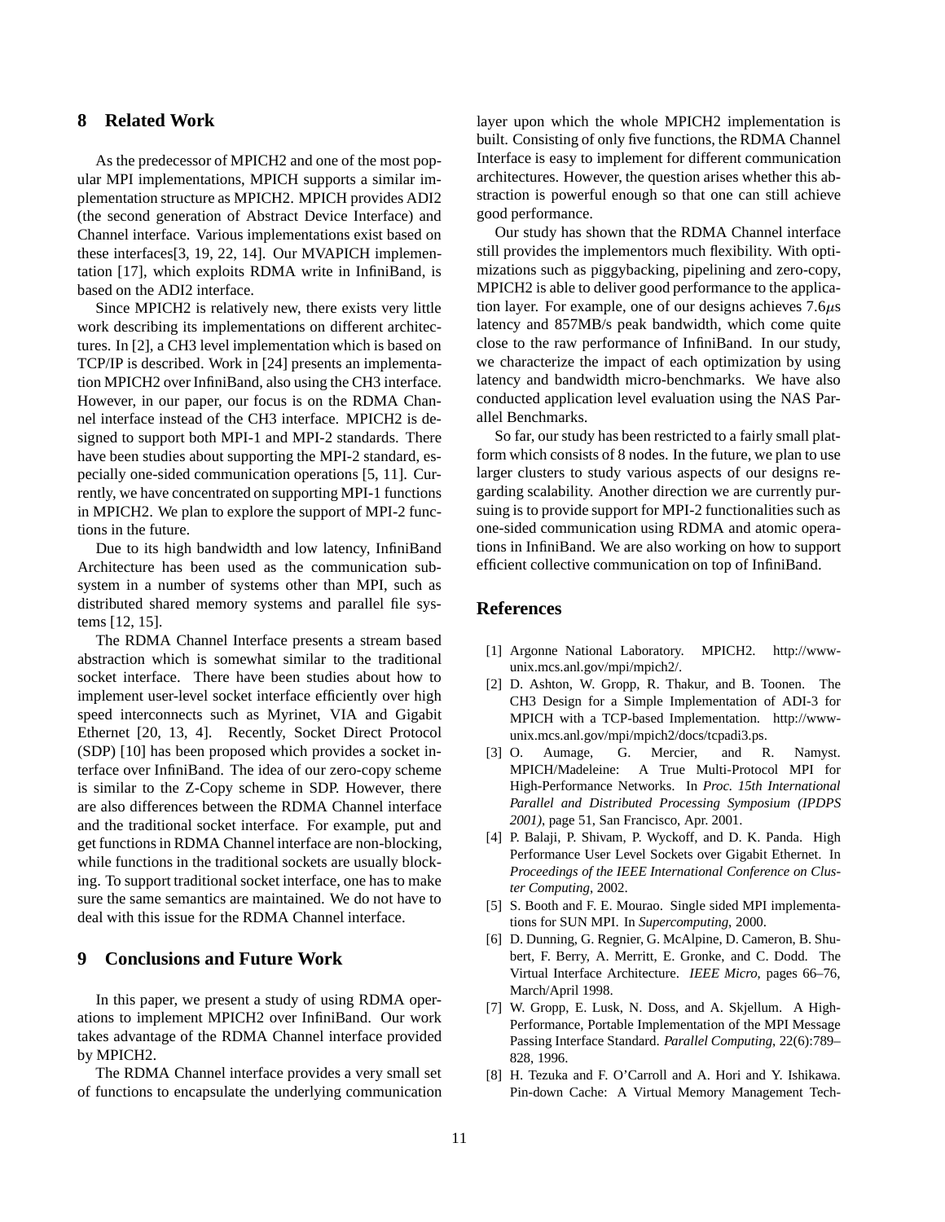## 8 Related Work

As the predecessor of MPICH2 and one of the most popular MPI implementations, MPICH supports a similar implementation structure as MPICH2. MPICH provides ADI2 (the second generation of Abstract Device Interface) and Channel interface. Various implementations exist based on these interfaces[3, 19, 22, 14]. Our MVAPICH implementation [17], which exploits RDMA write in InfiniBand, is based on the ADI2 interface.

Since MPICH2 is relatively new, there exists very little work describing its implementations on different architectures. In [2], a CH3 level implementation which is based on TCP/IP is described. Work in [24] presents an implementation MPICH2 over InfiniBand, also using the CH3 interface. However, in our paper, our focus is on the RDMA Channel interface instead of the CH3 interface. MPICH2 is designed to support both MPI-1 and MPI-2 standards. There have been studies about supporting the MPI-2 standard, especially one-sided communication operations [5, 11]. Currently, we have concentrated on supporting MPI-1 functions in MPICH2. We plan to explore the support of MPI-2 functions in the future.

Due to its high bandwidth and low latency, InfiniBand Architecture has been used as the communication subsystem in a number of systems other than MPI, such as distributed shared memory systems and parallel file systems [12, 15].

The RDMA Channel Interface presents a stream based abstraction which is somewhat similar to the traditional socket interface. There have been studies about how to implement user-level socket interface efficiently over high speed interconnects such as Myrinet, VIA and Gigabit Ethernet [20, 13, 4]. Recently, Socket Direct Protocol (SDP) [10] has been proposed which provides a socket interface over InfiniBand. The idea of our zero-copy scheme is similar to the Z-Copy scheme in SDP. However, there are also differences between the RDMA Channel interface and the traditional socket interface. For example, put and get functions in RDMA Channel interface are non-blocking, while functions in the traditional sockets are usually blocking. To support traditional socket interface, one has to make sure the same semantics are maintained. We do not have to deal with this issue for the RDMA Channel interface.

## 9 Conclusions and Future Work

In this paper, we present a study of using RDMA operations to implement MPICH2 over InfiniBand. Our work takes advantage of the RDMA Channel interface provided by MPICH2.

The RDMA Channel interface provides a very small set of functions to encapsulate the underlying communication layer upon which the whole MPICH2 implementation is built. Consisting of only five functions, the RDMA Channel Interface is easy to implement for different communication architectures. However, the question arises whether this abstraction is powerful enough so that one can still achieve good performance.

Our study has shown that the RDMA Channel interface still provides the implementors much flexibility. With optimizations such as piggybacking, pipelining and zero-copy, MPICH2 is able to deliver good performance to the application layer. For example, one of our designs achieves 7.6$\mu$s latency and 857MB/s peak bandwidth, which come quite close to the raw performance of InfiniBand. In our study, we characterize the impact of each optimization by using latency and bandwidth micro-benchmarks. We have also conducted application level evaluation using the NAS Parallel Benchmarks.

So far, our study has been restricted to a fairly small platform which consists of 8 nodes. In the future, we plan to use larger clusters to study various aspects of our designs regarding scalability. Another direction we are currently pursuing is to provide support for MPI-2 functionalities such as one-sided communication using RDMA and atomic operations in InfiniBand. We are also working on how to support efficient collective communication on top of InfiniBand.

## References

[1] Argonne National Laboratory. MPICH2. http://www-unix.mcs.anl.gov/mpi/mpich2/.

[2] D. Ashton, W. Gropp, R. Thakur, and B. Toonen. The CH3 Design for a Simple Implementation of ADI-3 for MPICH with a TCP-based Implementation. http://www-unix.mcs.anl.gov/mpi/mpich2/docs/tcpadi3.ps.

[3] O. Aumage, G. Mercier, and R. Namyst. MPICH/Madeleine: A True Multi-Protocol MPI for High-Performance Networks. In *Proc. 15th International Parallel and Distributed Processing Symposium (IPDPS 2001)*, page 51, San Francisco, Apr. 2001.

[4] P. Balaji, P. Shivam, P. Wyckoff, and D. K. Panda. High Performance User Level Sockets over Gigabit Ethernet. In *Proceedings of the IEEE International Conference on Cluster Computing*, 2002.

[5] S. Booth and F. E. Mourao. Single sided MPI implementations for SUN MPI. In *Supercomputing*, 2000.

[6] D. Dunning, G. Regnier, G. McAlpine, D. Cameron, B. Shubert, F. Berry, A. Merritt, E. Gronke, and C. Dodd. The Virtual Interface Architecture. *IEEE Micro*, pages 66–76, March/April 1998.

[7] W. Gropp, E. Lusk, N. Doss, and A. Skjellum. A High-Performance, Portable Implementation of the MPI Message Passing Interface Standard. *Parallel Computing*, 22(6):789–828, 1996.

[8] H. Tezuka and F. O'Carroll and A. Hori and Y. Ishikawa. Pin-down Cache: A Virtual Memory Management Tech-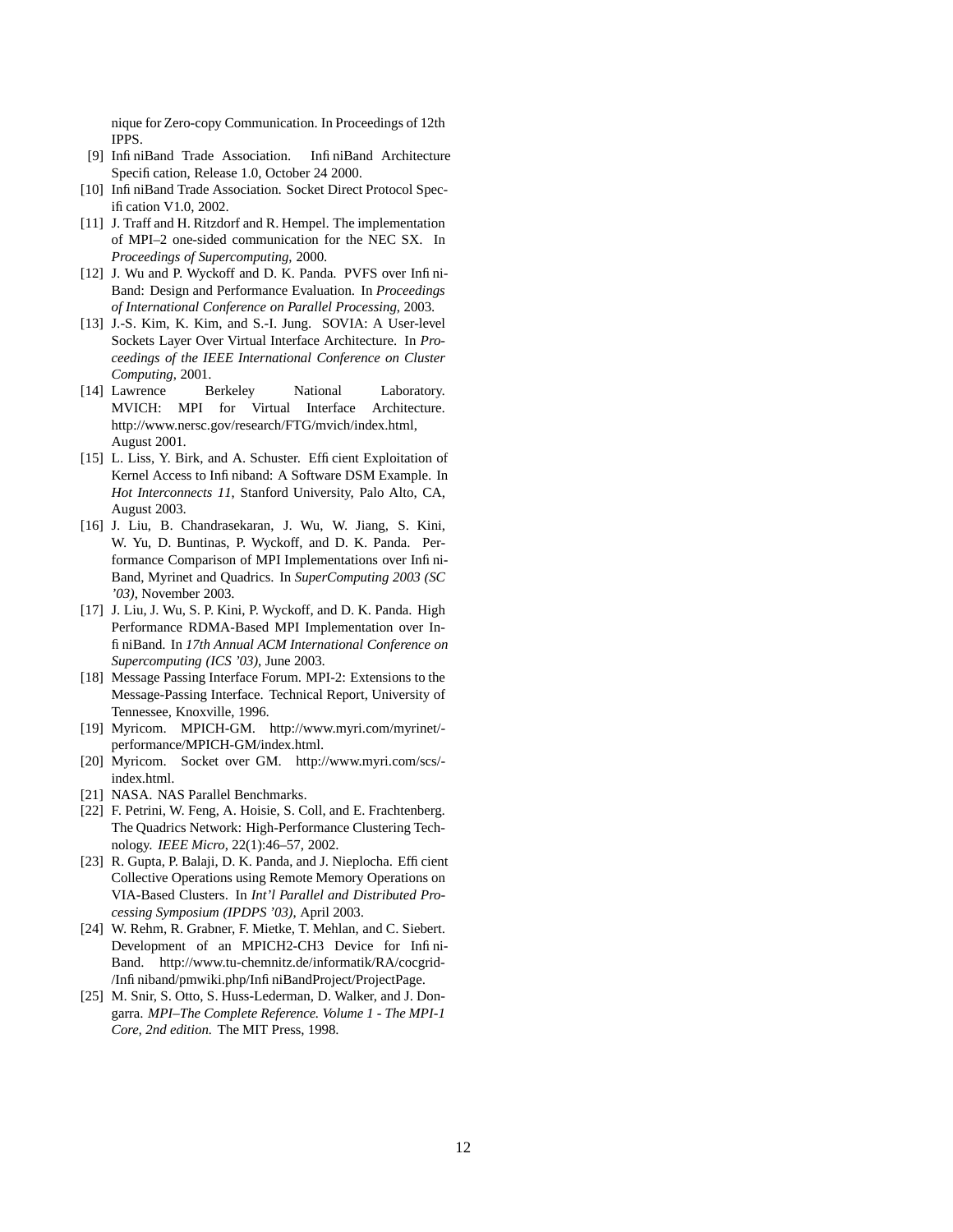nique for Zero-copy Communication. In Proceedings of 12th IPPS.

[9] InfiniBand Trade Association. InfiniBand Architecture Specification, Release 1.0, October 24 2000.

[10] InfiniBand Trade Association. Socket Direct Protocol Specification V1.0, 2002.

[11] J. Traff and H. Ritzdorf and R. Hempel. The implementation of MPI–2 one-sided communication for the NEC SX. In *Proceedings of Supercomputing*, 2000.

[12] J. Wu and P. Wyckoff and D. K. Panda. PVFS over InfiniBand: Design and Performance Evaluation. In *Proceedings of International Conference on Parallel Processing*, 2003.

[13] J.-S. Kim, K. Kim, and S.-I. Jung. SOVIA: A User-level Sockets Layer Over Virtual Interface Architecture. In *Proceedings of the IEEE International Conference on Cluster Computing*, 2001.

[14] Lawrence Berkeley National Laboratory. MVICH: MPI for Virtual Interface Architecture. http://www.nersc.gov/research/FTG/mvich/index.html, August 2001.

[15] L. Liss, Y. Birk, and A. Schuster. Efficient Exploitation of Kernel Access to Infiniband: A Software DSM Example. In *Hot Interconnects 11*, Stanford University, Palo Alto, CA, August 2003.

[16] J. Liu, B. Chandrasekaran, J. Wu, W. Jiang, S. Kini, W. Yu, D. Buntinas, P. Wyckoff, and D. K. Panda. Performance Comparison of MPI Implementations over InfiniBand, Myrinet and Quadrics. In *SuperComputing 2003 (SC '03)*, November 2003.

[17] J. Liu, J. Wu, S. P. Kini, P. Wyckoff, and D. K. Panda. High Performance RDMA-Based MPI Implementation over InfiniBand. In *17th Annual ACM International Conference on Supercomputing (ICS '03)*, June 2003.

[18] Message Passing Interface Forum. MPI-2: Extensions to the Message-Passing Interface. Technical Report, University of Tennessee, Knoxville, 1996.

[19] Myricom. MPICH-GM. http://www.myri.com/myrinet/-performance/MPICH-GM/index.html.

[20] Myricom. Socket over GM. http://www.myri.com/scs/-index.html.

[21] NASA. NAS Parallel Benchmarks.

[22] F. Petrini, W. Feng, A. Hoisie, S. Coll, and E. Frachtenberg. The Quadrics Network: High-Performance Clustering Technology. *IEEE Micro*, 22(1):46–57, 2002.

[23] R. Gupta, P. Balaji, D. K. Panda, and J. Nieplocha. Efficient Collective Operations using Remote Memory Operations on VIA-Based Clusters. In *Int'l Parallel and Distributed Processing Symposium (IPDPS '03)*, April 2003.

[24] W. Rehm, R. Grabner, F. Mietke, T. Mehlan, and C. Siebert. Development of an MPICH2-CH3 Device for InfiniBand. http://www.tu-chemnitz.de/informatik/RA/cocgrid-/Infiniband/pmwiki.php/InfiniBandProject/ProjectPage.

[25] M. Snir, S. Otto, S. Huss-Lederman, D. Walker, and J. Dongarra. *MPI–The Complete Reference. Volume 1 - The MPI-1 Core, 2nd edition.* The MIT Press, 1998.